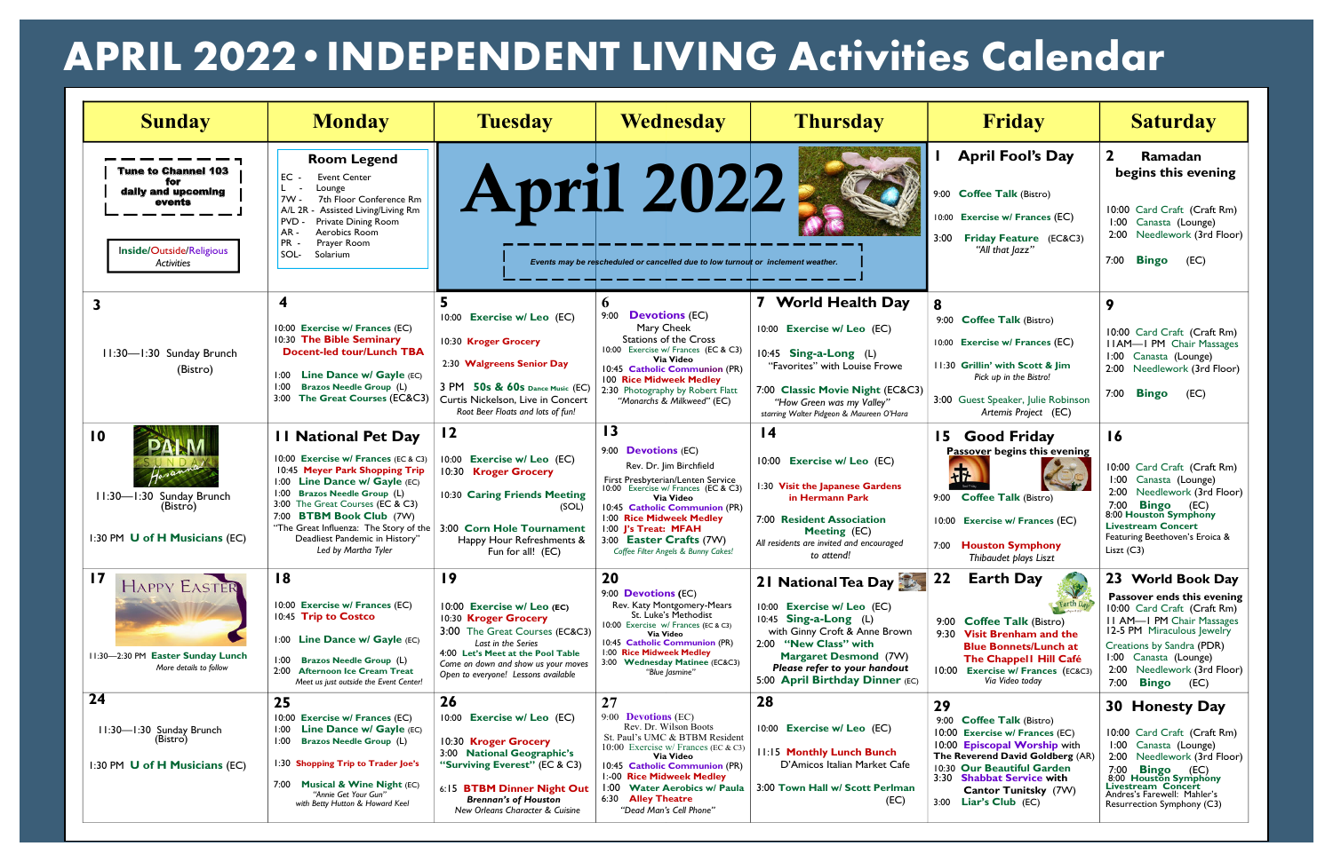# APRIL 2022 • INDEPENDENT LIVING Activities Calendar

| Sunday | Monday | Tuesday | Wednesday | Thursday | Friday | Saturday |
|---|---|---|---|---|---|---|
| Tune to Channel 103 for daily and upcoming events<br><br>Inside/Outside/Religious Activities | **Room Legend**<br>EC - Event Center<br>L - Lounge<br>7W - 7th Floor Conference Rm<br>A/L 2R - Assisted Living/Living Rm<br>PVD - Private Dining Room<br>AR - Aerobics Room<br>PR - Prayer Room<br>SOL- Solarium | **April 2022**<br>*Events may be rescheduled or cancelled due to low turnout or inclement weather.* | | | **1 April Fool's Day**<br>9:00 Coffee Talk (Bistro)<br>10:00 Exercise w/ Frances (EC)<br>3:00 Friday Feature (EC&C3) "All that Jazz" | **2 Ramadan begins this evening**<br>10:00 Card Craft (Craft Rm)<br>1:00 Canasta (Lounge)<br>2:00 Needlework (3rd Floor)<br>7:00 Bingo (EC) |
| **3**<br>11:30—1:30 Sunday Brunch (Bistro) | **4**<br>10:00 Exercise w/ Frances (EC)<br>10:30 The Bible Seminary Docent-led tour/Lunch TBA<br>1:00 Line Dance w/ Gayle (EC)<br>1:00 Brazos Needle Group (L)<br>3:00 The Great Courses (EC&C3) | **5**<br>10:00 Exercise w/ Leo (EC)<br>10:30 Kroger Grocery<br>2:30 Walgreens Senior Day<br>3 PM 50s & 60s Dance Music (EC) Curtis Nickelson, Live in Concert<br>*Root Beer Floats and lots of fun!* | **6**<br>9:00 Devotions (EC) Mary Cheek Stations of the Cross<br>10:00 Exercise w/ Frances (EC & C3) Via Video<br>10:45 Catholic Communion (PR)<br>100 Rice Midweek Medley<br>2:30 Photography by Robert Flatt "Monarchs & Milkweed" (EC) | **7 World Health Day**<br>10:00 Exercise w/ Leo (EC)<br>10:45 Sing-a-Long (L) "Favorites" with Louise Frowe<br>7:00 Classic Movie Night (EC&C3) "How Green was my Valley" *starring Walter Pidgeon & Maureen O'Hara* | **8**<br>9:00 Coffee Talk (Bistro)<br>10:00 Exercise w/ Frances (EC)<br>11:30 Grillin' with Scott & Jim *Pick up in the Bistro!*<br>3:00 Guest Speaker, Julie Robinson Artemis Project (EC) | **9**<br>10:00 Card Craft (Craft Rm)<br>11AM—1 PM Chair Massages<br>1:00 Canasta (Lounge)<br>2:00 Needlework (3rd Floor)<br>7:00 Bingo (EC) |
| **10**<br>11:30—1:30 Sunday Brunch (Bistro)<br>1:30 PM U of H Musicians (EC) | **11 National Pet Day**<br>10:00 Exercise w/ Frances (EC & C3)<br>10:45 Meyer Park Shopping Trip<br>1:00 Line Dance w/ Gayle (EC)<br>1:00 Brazos Needle Group (L)<br>3:00 The Great Courses (EC & C3)<br>7:00 BTBM Book Club (7W) "The Great Influenza: The Story of the Deadliest Pandemic in History" *Led by Martha Tyler* | **12**<br>10:00 Exercise w/ Leo (EC)<br>10:30 Kroger Grocery<br>10:30 Caring Friends Meeting (SOL)<br>3:00 Corn Hole Tournament Happy Hour Refreshments & Fun for all! (EC) | **13**<br>9:00 Devotions (EC) Rev. Dr. Jim Birchfield First Presbyterian/Lenten Service<br>10:00 Exercise w/ Frances (EC & C3) Via Video<br>10:45 Catholic Communion (PR)<br>1:00 Rice Midweek Medley<br>1:00 J's Treat: MFAH<br>3:00 Easter Crafts (7W) *Coffee Filter Angels & Bunny Cakes!* | **14**<br>10:00 Exercise w/ Leo (EC)<br>1:30 Visit the Japanese Gardens in Hermann Park<br>7:00 Resident Association Meeting (EC)<br>*All residents are invited and encouraged to attend!* | **15 Good Friday**<br>Passover begins this evening<br>9:00 Coffee Talk (Bistro)<br>10:00 Exercise w/ Frances (EC)<br>7:00 Houston Symphony Thibaudet plays Liszt | **16**<br>10:00 Card Craft (Craft Rm)<br>1:00 Canasta (Lounge)<br>2:00 Needlework (3rd Floor)<br>7:00 Bingo (EC)<br>8:00 Houston Symphony Livestream Concert Featuring Beethoven's Eroica & Liszt (C3) |
| **17**<br>HAPPY EASTER<br>11:30—2:30 PM Easter Sunday Lunch *More details to follow* | **18**<br>10:00 Exercise w/ Frances (EC)<br>10:45 Trip to Costco<br>1:00 Line Dance w/ Gayle (EC)<br>1:00 Brazos Needle Group (L)<br>2:00 Afternoon Ice Cream Treat *Meet us just outside the Event Center!* | **19**<br>10:00 Exercise w/ Leo (EC)<br>10:30 Kroger Grocery<br>3:00 The Great Courses (EC&C3) *Last in the Series*<br>4:00 Let's Meet at the Pool Table *Come on down and show us your moves Open to everyone! Lessons available* | **20**<br>9:00 Devotions (EC) Rev. Katy Montgomery-Mears St. Luke's Methodist<br>10:00 Exercise w/ Frances (EC & C3) Via Video<br>10:45 Catholic Communion (PR)<br>1:00 Rice Midweek Medley<br>3:00 Wednesday Matinee (EC&C3) "Blue Jasmine" | **21 National Tea Day**<br>10:00 Exercise w/ Leo (EC)<br>10:45 Sing-a-Long (L) with Ginny Croft & Anne Brown<br>2:00 "New Class" with Margaret Desmond (7W) *Please refer to your handout*<br>5:00 April Birthday Dinner (EC) | **22 Earth Day**<br>9:00 Coffee Talk (Bistro)<br>9:30 Visit Brenham and the Blue Bonnets/Lunch at The Chappell Hill Café<br>10:00 Exercise w/ Frances (EC&C3) Via Video today | **23 World Book Day**<br>Passover ends this evening<br>10:00 Card Craft (Craft Rm)<br>11 AM—1 PM Chair Massages<br>12-5 PM Miraculous Jewelry Creations by Sandra (PDR)<br>1:00 Canasta (Lounge)<br>2:00 Needlework (3rd Floor)<br>7:00 Bingo (EC) |
| **24**<br>11:30—1:30 Sunday Brunch (Bistro)<br>1:30 PM U of H Musicians (EC) | **25**<br>10:00 Exercise w/ Frances (EC)<br>1:00 Line Dance w/ Gayle (EC)<br>1:00 Brazos Needle Group (L)<br>1:30 Shopping Trip to Trader Joe's<br>7:00 Musical & Wine Night (EC) "Annie Get Your Gun" *with Betty Hutton & Howard Keel* | **26**<br>10:00 Exercise w/ Leo (EC)<br>10:30 Kroger Grocery<br>3:00 National Geographic's "Surviving Everest" (EC & C3)<br>6:15 BTBM Dinner Night Out *Brennan's of Houston New Orleans Character & Cuisine* | **27**<br>9:00 Devotions (EC) Rev. Dr. Wilson Boots St. Paul's UMC & BTBM Resident<br>10:00 Exercise w/ Frances (EC & C3) Via Video<br>10:45 Catholic Communion (PR)<br>1:00 Rice Midweek Medley<br>1:00 Water Aerobics w/ Paula<br>6:30 Alley Theatre "Dead Man's Cell Phone" | **28**<br>10:00 Exercise w/ Leo (EC)<br>11:15 Monthly Lunch Bunch D'Amicos Italian Market Cafe<br>3:00 Town Hall w/ Scott Perlman (EC) | **29**<br>9:00 Coffee Talk (Bistro)<br>10:00 Exercise w/ Frances (EC)<br>10:00 Episcopal Worship with The Reverend David Goldberg (AR)<br>10:30 Our Beautiful Garden<br>3:30 Shabbat Service with Cantor Tunitsky (7W)<br>3:00 Liar's Club (EC) | **30 Honesty Day**<br>10:00 Card Craft (Craft Rm)<br>1:00 Canasta (Lounge)<br>2:00 Needlework (3rd Floor)<br>7:00 Bingo (EC)<br>8:00 Houston Symphony Livestream Concert Andrés's Farewell: Mahler's Resurrection Symphony (C3) |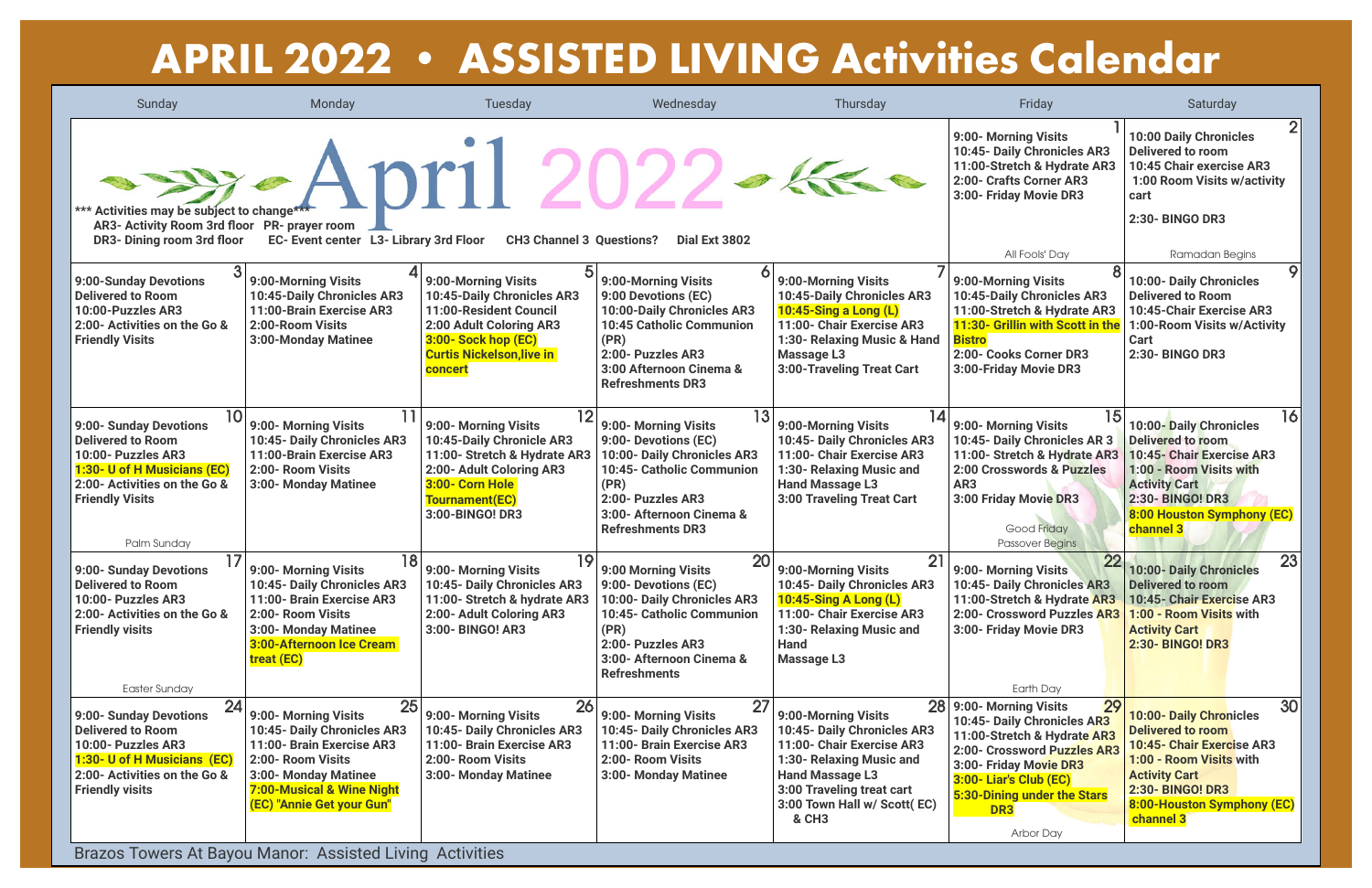# APRIL 2022 • ASSISTED LIVING Activities Calendar

April 2022

*** Activities may be subject to change***
AR3- Activity Room 3rd floor PR- prayer room
DR3- Dining room 3rd floor EC- Event center L3- Library 3rd Floor CH3 Channel 3 Questions? Dial Ext 3802

| Sunday | Monday | Tuesday | Wednesday | Thursday | Friday | Saturday |
| --- | --- | --- | --- | --- | --- | --- |
| | | | | | **1** 9:00- Morning Visits<br>10:45- Daily Chronicles AR3<br>11:00-Stretch & Hydrate AR3<br>2:00- Crafts Corner AR3<br>3:00- Friday Movie DR3<br>All Fools' Day | **2** 10:00 Daily Chronicles Delivered to room<br>10:45 Chair exercise AR3<br>1:00 Room Visits w/activity cart<br>2:30- BINGO DR3<br>Ramadan Begins |
| **3** 9:00-Sunday Devotions Delivered to Room<br>10:00-Puzzles AR3<br>2:00- Activities on the Go & Friendly Visits | **4** 9:00-Morning Visits<br>10:45-Daily Chronicles AR3<br>11:00-Brain Exercise AR3<br>2:00-Room Visits<br>3:00-Monday Matinee | **5** 9:00-Morning Visits<br>10:45-Daily Chronicles AR3<br>11:00-Resident Council<br>2:00 Adult Coloring AR3<br>3:00- Sock hop (EC) Curtis Nickelson,live in concert | **6** 9:00-Morning Visits<br>9:00 Devotions (EC)<br>10:00-Daily Chronicles AR3<br>10:45 Catholic Communion (PR)<br>2:00- Puzzles AR3<br>3:00 Afternoon Cinema & Refreshments DR3 | **7** 9:00-Morning Visits<br>10:45-Daily Chronicles AR3<br>10:45-Sing a Long (L)<br>11:00- Chair Exercise AR3<br>1:30- Relaxing Music & Hand Massage L3<br>3:00-Traveling Treat Cart | **8** 9:00-Morning Visits<br>10:45-Daily Chronicles AR3<br>11:00-Stretch & Hydrate AR3<br>11:30- Grillin with Scott in the Bistro<br>2:00- Cooks Corner DR3<br>3:00-Friday Movie DR3 | **9** 10:00- Daily Chronicles Delivered to Room<br>10:45-Chair Exercise AR3<br>1:00-Room Visits w/Activity Cart<br>2:30- BINGO DR3 |
| **10** 9:00- Sunday Devotions Delivered to Room<br>10:00- Puzzles AR3<br>1:30- U of H Musicians (EC)<br>2:00- Activities on the Go & Friendly Visits<br>Palm Sunday | **11** 9:00- Morning Visits<br>10:45- Daily Chronicles AR3<br>11:00-Brain Exercise AR3<br>2:00- Room Visits<br>3:00- Monday Matinee | **12** 9:00- Morning Visits<br>10:45-Daily Chronicles AR3<br>11:00- Stretch & Hydrate AR3<br>2:00- Adult Coloring AR3<br>3:00- Corn Hole Tournament(EC)<br>3:00-BINGO! DR3 | **13** 9:00- Morning Visits<br>9:00- Devotions (EC)<br>10:00- Daily Chronicles AR3<br>10:45- Catholic Communion (PR)<br>2:00- Puzzles AR3<br>3:00- Afternoon Cinema & Refreshments DR3 | **14** 9:00-Morning Visits<br>10:45- Daily Chronicles AR3<br>11:00- Chair Exercise AR3<br>1:30- Relaxing Music and Hand Massage L3<br>3:00 Traveling Treat Cart | **15** 9:00- Morning Visits<br>10:45- Daily Chronicles AR 3<br>11:00- Stretch & Hydrate AR3<br>2:00 Crosswords & Puzzles AR3<br>3:00 Friday Movie DR3<br>Good Friday<br>Passover Begins | **16** 10:00- Daily Chronicles Delivered to Room<br>10:45- Chair Exercise AR3<br>1:00 - Room Visits with Activity Cart<br>2:30- BINGO! DR3<br>8:00 Houston Symphony (EC) channel 3 |
| **17** 9:00- Sunday Devotions Delivered to Room<br>10:00- Puzzles AR3<br>2:00- Activities on the Go & Friendly visits<br>Easter Sunday | **18** 9:00- Morning Visits<br>10:45- Daily Chronicles AR3<br>11:00- Brain Exercise AR3<br>2:00- Room Visits<br>3:00- Monday Matinee<br>3:00-Afternoon Ice Cream treat (EC) | **19** 9:00- Morning Visits<br>10:45- Daily Chronicles AR3<br>11:00- Stretch & hydrate AR3<br>2:00- Adult Coloring AR3<br>3:00- BINGO! AR3 | **20** 9:00 Morning Visits<br>9:00- Devotions (EC)<br>10:00- Daily Chronicles AR3<br>10:45- Catholic Communion (PR)<br>2:00- Puzzles AR3<br>3:00- Afternoon Cinema & Refreshments | **21** 9:00-Morning Visits<br>10:45- Daily Chronicles AR3<br>10:45-Sing A Long (L)<br>11:00- Chair Exercise AR3<br>1:30- Relaxing Music and Hand Massage L3 | **22** 9:00- Morning Visits<br>10:45- Daily Chronicles AR3<br>11:00-Stretch & Hydrate AR3<br>2:00- Crossword Puzzles AR3<br>3:00- Friday Movie DR3<br>Earth Day | **23** 10:00- Daily Chronicles Delivered to room<br>10:45- Chair Exercise AR3<br>1:00 - Room Visits with Activity Cart<br>2:30- BINGO! DR3 |
| **24** 9:00- Sunday Devotions Delivered to Room<br>10:00- Puzzles AR3<br>1:30- U of H Musicians (EC)<br>2:00- Activities on the Go & Friendly visits | **25** 9:00- Morning Visits<br>10:45- Daily Chronicles AR3<br>11:00- Brain Exercise AR3<br>2:00- Room Visits<br>3:00- Monday Matinee<br>7:00-Musical & Wine Night (EC) "Annie Get your Gun" | **26** 9:00- Morning Visits<br>10:45- Daily Chronicles AR3<br>11:00- Brain Exercise AR3<br>2:00- Room Visits<br>3:00- Monday Matinee | **27** 9:00- Morning Visits<br>10:45- Daily Chronicles AR3<br>11:00- Brain Exercise AR3<br>2:00- Room Visits<br>3:00- Monday Matinee | **28** 9:00-Morning Visits<br>10:45- Daily Chronicles AR3<br>11:00- Chair Exercise AR3<br>1:30- Relaxing Music and Hand Massage L3<br>3:00 Traveling treat cart<br>3:00 Town Hall w/ Scott( EC) & CH3 | **29** 9:00- Morning Visits<br>10:45- Daily Chronicles AR3<br>11:00-Stretch & Hydrate AR3<br>2:00- Crossword Puzzles AR3<br>3:00- Friday Movie DR3<br>3:00- Liar's Club (EC)<br>5:30-Dining under the Stars DR3<br>Arbor Day | **30** 10:00- Daily Chronicles Delivered to room<br>10:45- Chair Exercise AR3<br>1:00 - Room Visits with Activity Cart<br>2:30- BINGO! DR3<br>8:00-Houston Symphony (EC) channel 3 |

Brazos Towers At Bayou Manor: Assisted Living Activities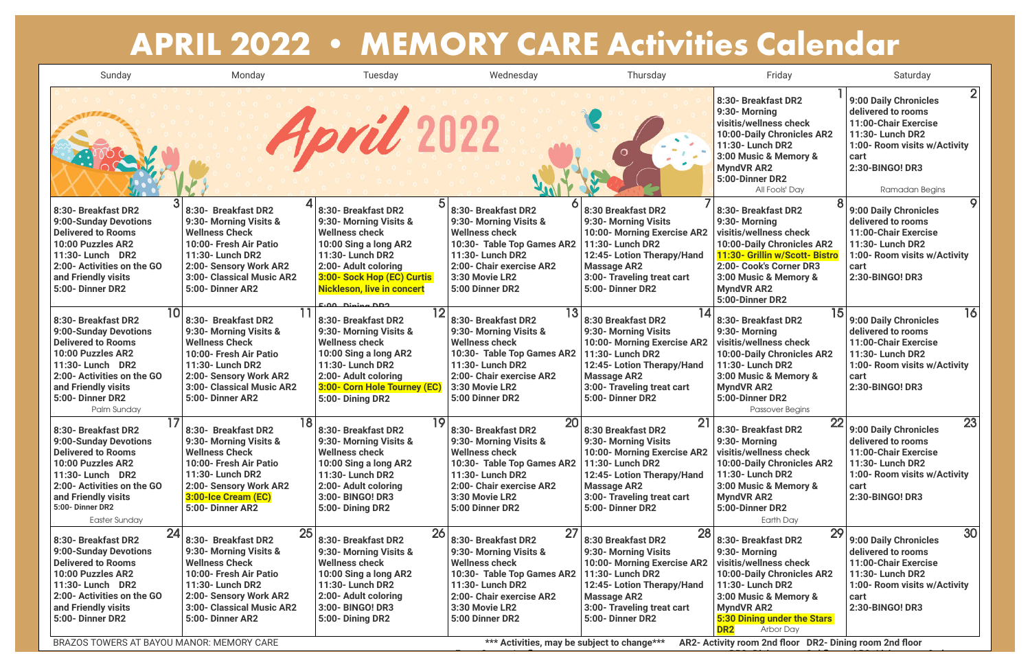# APRIL 2022 • MEMORY CARE Activities Calendar

| Sunday | Monday | Tuesday | Wednesday | Thursday | Friday | Saturday |
|---|---|---|---|---|---|---|
| April 2022 | | | | | **1**<br>8:30- Breakfast DR2<br>9:30- Morning visits/wellness check<br>10:00-Daily Chronicles AR2<br>11:30- Lunch DR2<br>3:00 Music & Memory & MyndVR AR2<br>5:00-Dinner DR2<br>All Fools' Day | **2**<br>9:00 Daily Chronicles delivered to rooms<br>11:00-Chair Exercise<br>11:30- Lunch DR2<br>1:00- Room visits w/Activity cart<br>2:30-BINGO! DR3<br>Ramadan Begins |
| **3**<br>8:30- Breakfast DR2<br>9:00-Sunday Devotions Delivered to Rooms<br>10:00 Puzzles AR2<br>11:30- Lunch DR2<br>2:00- Activities on the GO and Friendly visits<br>5:00- Dinner DR2 | **4**<br>8:30- Breakfast DR2<br>9:30- Morning Visits & Wellness Check<br>10:00- Fresh Air Patio<br>11:30- Lunch DR2<br>2:00- Sensory Work AR2<br>3:00- Classical Music AR2<br>5:00- Dinner AR2 | **5**<br>8:30- Breakfast DR2<br>9:30- Morning Visits & Wellness check<br>10:00 Sing a long AR2<br>11:30- Lunch DR2<br>2:00- Adult coloring<br>3:00- Sock Hop (EC) Curtis Nickleson, live in concert<br>5:00- Dining DR2 | **6**<br>8:30- Breakfast DR2<br>9:30- Morning Visits & Wellness check<br>10:30- Table Top Games AR2<br>11:30- Lunch DR2<br>2:00- Chair exercise AR2<br>3:30 Movie LR2<br>5:00 Dinner DR2 | **7**<br>8:30 Breakfast DR2<br>9:30- Morning Visits<br>10:00- Morning Exercise AR2<br>11:30- Lunch DR2<br>12:45- Lotion Therapy/Hand Massage AR2<br>3:00- Traveling treat cart<br>5:00- Dinner DR2 | **8**<br>8:30- Breakfast DR2<br>9:30- Morning visits/wellness check<br>10:00-Daily Chronicles AR2<br>11:30- Grillin w/Scott- Bistro<br>2:00- Cook's Corner DR3<br>3:00 Music & Memory & MyndVR AR2<br>5:00-Dinner DR2 | **9**<br>9:00 Daily Chronicles delivered to rooms<br>11:00-Chair Exercise<br>11:30- Lunch DR2<br>1:00- Room visits w/Activity cart<br>2:30-BINGO! DR3 |
| **10**<br>8:30- Breakfast DR2<br>9:00-Sunday Devotions Delivered to Rooms<br>10:00 Puzzles AR2<br>11:30- Lunch DR2<br>2:00- Activities on the GO and Friendly visits<br>5:00- Dinner DR2<br>Palm Sunday | **11**<br>8:30- Breakfast DR2<br>9:30- Morning Visits & Wellness Check<br>10:00- Fresh Air Patio<br>11:30- Lunch DR2<br>2:00- Sensory Work AR2<br>3:00- Classical Music AR2<br>5:00- Dinner AR2 | **12**<br>8:30- Breakfast DR2<br>9:30- Morning Visits & Wellness check<br>10:00 Sing a long AR2<br>11:30- Lunch DR2<br>2:00- Adult coloring<br>3:00- Corn Hole Tourney (EC)<br>5:00- Dining DR2 | **13**<br>8:30- Breakfast DR2<br>9:30- Morning Visits & Wellness check<br>10:30- Table Top Games AR2<br>11:30- Lunch DR2<br>2:00- Chair exercise AR2<br>3:30 Movie LR2<br>5:00 Dinner DR2 | **14**<br>8:30 Breakfast DR2<br>9:30- Morning Visits<br>10:00- Morning Exercise AR2<br>11:30- Lunch DR2<br>12:45- Lotion Therapy/Hand Massage AR2<br>3:00- Traveling treat cart<br>5:00- Dinner DR2 | **15**<br>8:30- Breakfast DR2<br>9:30- Morning visits/wellness check<br>10:00-Daily Chronicles AR2<br>11:30- Lunch DR2<br>3:00 Music & Memory & MyndVR AR2<br>5:00-Dinner DR2<br>Passover Begins | **16**<br>9:00 Daily Chronicles delivered to rooms<br>11:00-Chair Exercise<br>11:30- Lunch DR2<br>1:00- Room visits w/Activity cart<br>2:30-BINGO! DR3 |
| **17**<br>8:30- Breakfast DR2<br>9:00-Sunday Devotions Delivered to Rooms<br>10:00 Puzzles AR2<br>11:30- Lunch DR2<br>2:00- Activities on the GO and Friendly visits<br>5:00- Dinner DR2<br>Easter Sunday | **18**<br>8:30- Breakfast DR2<br>9:30- Morning Visits & Wellness Check<br>10:00- Fresh Air Patio<br>11:30- Lunch DR2<br>2:00- Sensory Work AR2<br>3:00-Ice Cream (EC)<br>5:00- Dinner AR2 | **19**<br>8:30- Breakfast DR2<br>9:30- Morning Visits & Wellness check<br>10:00 Sing a long AR2<br>11:30- Lunch DR2<br>2:00- Adult coloring<br>3:00- BINGO! DR3<br>5:00- Dining DR2 | **20**<br>8:30- Breakfast DR2<br>9:30- Morning Visits & Wellness check<br>10:30- Table Top Games AR2<br>11:30- Lunch DR2<br>2:00- Chair exercise AR2<br>3:30 Movie LR2<br>5:00 Dinner DR2 | **21**<br>8:30 Breakfast DR2<br>9:30- Morning Visits<br>10:00- Morning Exercise AR2<br>11:30- Lunch DR2<br>12:45- Lotion Therapy/Hand Massage AR2<br>3:00- Traveling treat cart<br>5:00- Dinner DR2 | **22**<br>8:30- Breakfast DR2<br>9:30- Morning visits/wellness check<br>10:00-Daily Chronicles AR2<br>11:30- Lunch DR2<br>3:00 Music & Memory & MyndVR AR2<br>5:00-Dinner DR2<br>Earth Day | **23**<br>9:00 Daily Chronicles delivered to rooms<br>11:00-Chair Exercise<br>11:30- Lunch DR2<br>1:00- Room visits w/Activity cart<br>2:30-BINGO! DR3 |
| **24**<br>8:30- Breakfast DR2<br>9:00-Sunday Devotions Delivered to Rooms<br>10:00 Puzzles AR2<br>11:30- Lunch DR2<br>2:00- Activities on the GO and Friendly visits<br>5:00- Dinner DR2 | **25**<br>8:30- Breakfast DR2<br>9:30- Morning Visits & Wellness Check<br>10:00- Fresh Air Patio<br>11:30- Lunch DR2<br>2:00- Sensory Work AR2<br>3:00- Classical Music AR2<br>5:00- Dinner AR2 | **26**<br>8:30- Breakfast DR2<br>9:30- Morning Visits & Wellness check<br>10:00 Sing a long AR2<br>11:30- Lunch DR2<br>2:00- Adult coloring<br>3:00- BINGO! DR3<br>5:00- Dining DR2 | **27**<br>8:30- Breakfast DR2<br>9:30- Morning Visits & Wellness check<br>10:30- Table Top Games AR2<br>11:30- Lunch DR2<br>2:00- Chair exercise AR2<br>3:30 Movie LR2<br>5:00 Dinner DR2 | **28**<br>8:30 Breakfast DR2<br>9:30- Morning Visits<br>10:00- Morning Exercise AR2<br>11:30- Lunch DR2<br>12:45- Lotion Therapy/Hand Massage AR2<br>3:00- Traveling treat cart<br>5:00- Dinner DR2 | **29**<br>8:30- Breakfast DR2<br>9:30- Morning visits/wellness check<br>10:00-Daily Chronicles AR2<br>11:30- Lunch DR2<br>3:00 Music & Memory & MyndVR AR2<br>5:30 Dining under the Stars DR2<br>Arbor Day | **30**<br>9:00 Daily Chronicles delivered to rooms<br>11:00-Chair Exercise<br>11:30- Lunch DR2<br>1:00- Room visits w/Activity cart<br>2:30-BINGO! DR3 |

BRAZOS TOWERS AT BAYOU MANOR: MEMORY CARE

\*\*\* Activities, may be subject to change\*\*\* AR2- Activity room 2nd floor DR2- Dining room 2nd floor